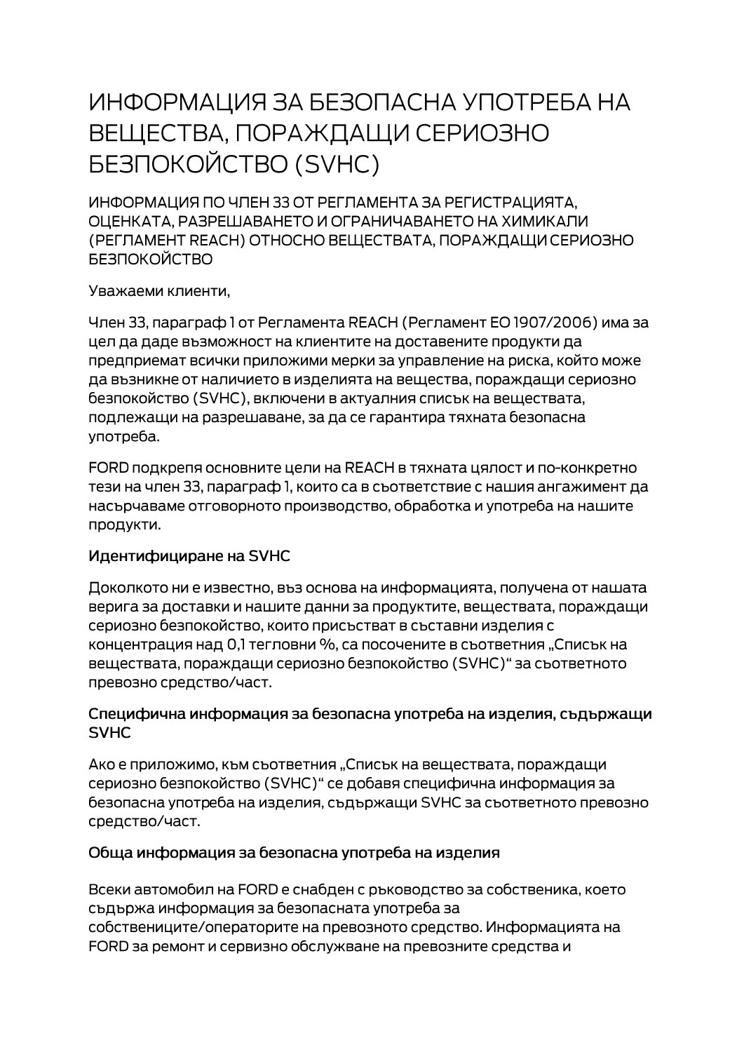# ИНФОРМАЦИЯ ЗА БЕЗОПАСНА УПОТРЕБА НА ВЕЩЕСТВА, ПОРАЖДАЩИ СЕРИОЗНО БЕЗПОКОЙСТВО (SVHC)

ИНФОРМАЦИЯ ПО ЧЛЕН 33 ОТ РЕГЛАМЕНТА ЗА РЕГИСТРАЦИЯТА, ОЦЕНКАТА, РАЗРЕШАВАНЕТО И ОГРАНИЧАВАНЕТО НА ХИМИКАЛИ (РЕГЛАМЕНТ REACH) ОТНОСНО ВЕЩЕСТВАТА, ПОРАЖДАЩИ СЕРИОЗНО БЕЗПОКОЙСТВО

Уважаеми клиенти,

Член 33, параграф 1 от Регламента REACH (Регламент ЕО 1907/2006) има за цел да даде възможност на клиентите на доставените продукти да предприемат всички приложими мерки за управление на риска, който може да възникне от наличието в изделията на вещества, пораждащи сериозно безпокойство (SVHC), включени в актуалния списък на веществата, подлежащи на разрешаване, за да се гарантира тяхната безопасна употреба.

FORD подкрепя основните цели на REACH в тяхната цялост и по-конкретно тези на член 33, параграф 1, които са в съответствие с нашия ангажимент да насърчаваме отговорното производство, обработка и употреба на нашите продукти.

### Идентифициране на SVHC

Доколкото ни е известно, въз основа на информацията, получена от нашата верига за доставки и нашите данни за продуктите, веществата, пораждащи сериозно безпокойство, които присъстват в съставни изделия с концентрация над 0,1 тегловни %, са посочените в съответния „Списък на веществата, пораждащи сериозно безпокойство (SVHC)“ за съответното превозно средство/част.

### Специфична информация за безопасна употреба на изделия, съдържащи SVHC

Ако е приложимо, към съответния „Списък на веществата, пораждащи сериозно безпокойство (SVHC)“ се добавя специфична информация за безопасна употреба на изделия, съдържащи SVHC за съответното превозно средство/част.

### Обща информация за безопасна употреба на изделия

Всеки автомобил на FORD е снабден с ръководство за собственика, което съдържа информация за безопасната употреба за собствениците/операторите на превозното средство. Информацията на FORD за ремонт и сервизно обслужване на превозните средства и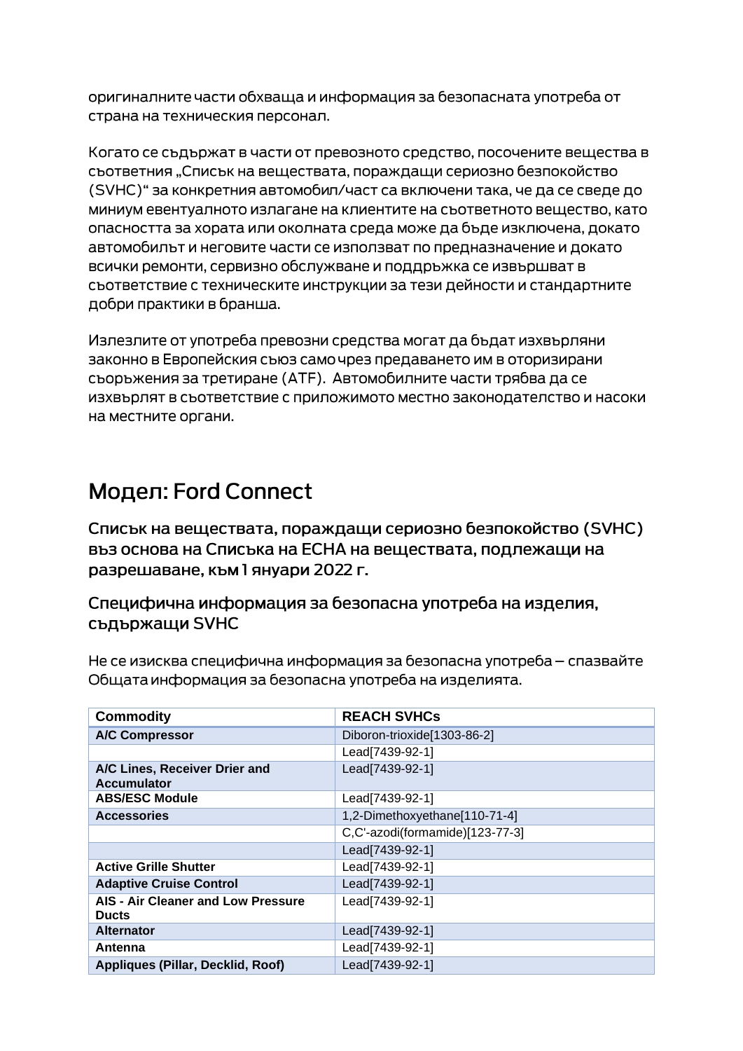оригиналните части обхваща и информация за безопасната употреба от страна на техническия персонал.

Когато се съдържат в части от превозното средство, посочените вещества в съответния „Списък на веществата, пораждащи сериозно безпокойство (SVHC)“ за конкретния автомобил/част са включени така, че да се сведе до миниум евентуалното излагане на клиентите на съответното вещество, като опасността за хората или околната среда може да бъде изключена, докато автомобилът и неговите части се използват по предназначение и докато всички ремонти, сервизно обслужване и поддръжка се извършват в съответствие с техническите инструкции за тези дейности и стандартните добри практики в бранша.

Излезлите от употреба превозни средства могат да бъдат изхвърляни законно в Европейския съюз само чрез предаването им в оторизирани съоръжения за третиране (ATF). Автомобилните части трябва да се изхвърлят в съответствие с приложимото местно законодателство и насоки на местните органи.

# Модел: Ford Connect

## Списък на веществата, пораждащи сериозно безпокойство (SVHC) въз основа на Списъка на ECHA на веществата, подлежащи на разрешаване, към 1 януари 2022 г.

### Специфична информация за безопасна употреба на изделия, съдържащи SVHC

Не се изисква специфична информация за безопасна употреба – спазвайте Общата информация за безопасна употреба на изделията.

| Commodity | REACH SVHCs |
|---|---|
| **A/C Compressor** | Diboron-trioxide[1303-86-2] |
| | Lead[7439-92-1] |
| **A/C Lines, Receiver Drier and Accumulator** | Lead[7439-92-1] |
| **ABS/ESC Module** | Lead[7439-92-1] |
| **Accessories** | 1,2-Dimethoxyethane[110-71-4] |
| | C,C'-azodi(formamide)[123-77-3] |
| | Lead[7439-92-1] |
| **Active Grille Shutter** | Lead[7439-92-1] |
| **Adaptive Cruise Control** | Lead[7439-92-1] |
| **AIS - Air Cleaner and Low Pressure Ducts** | Lead[7439-92-1] |
| **Alternator** | Lead[7439-92-1] |
| **Antenna** | Lead[7439-92-1] |
| **Appliques (Pillar, Decklid, Roof)** | Lead[7439-92-1] |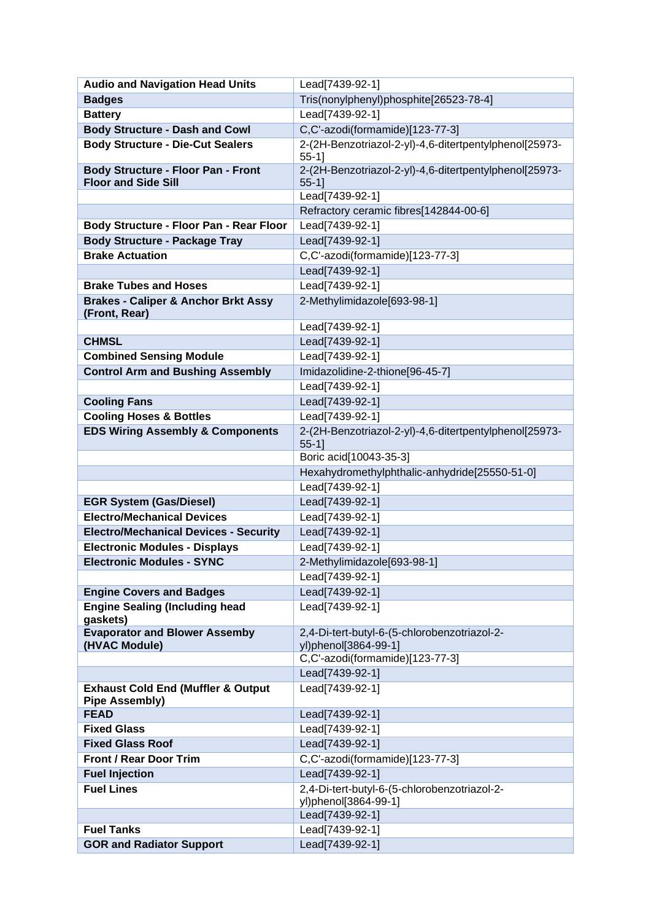| **Audio and Navigation Head Units** | Lead[7439-92-1] |
|---|---|
| **Badges** | Tris(nonylphenyl)phosphite[26523-78-4] |
| **Battery** | Lead[7439-92-1] |
| **Body Structure - Dash and Cowl** | C,C'-azodi(formamide)[123-77-3] |
| **Body Structure - Die-Cut Sealers** | 2-(2H-Benzotriazol-2-yl)-4,6-ditertpentylphenol[25973-55-1] |
| **Body Structure - Floor Pan - Front Floor and Side Sill** | 2-(2H-Benzotriazol-2-yl)-4,6-ditertpentylphenol[25973-55-1] |
| | Lead[7439-92-1] |
| | Refractory ceramic fibres[142844-00-6] |
| **Body Structure - Floor Pan - Rear Floor** | Lead[7439-92-1] |
| **Body Structure - Package Tray** | Lead[7439-92-1] |
| **Brake Actuation** | C,C'-azodi(formamide)[123-77-3] |
| | Lead[7439-92-1] |
| **Brake Tubes and Hoses** | Lead[7439-92-1] |
| **Brakes - Caliper & Anchor Brkt Assy (Front, Rear)** | 2-Methylimidazole[693-98-1] |
| | Lead[7439-92-1] |
| **CHMSL** | Lead[7439-92-1] |
| **Combined Sensing Module** | Lead[7439-92-1] |
| **Control Arm and Bushing Assembly** | Imidazolidine-2-thione[96-45-7] |
| | Lead[7439-92-1] |
| **Cooling Fans** | Lead[7439-92-1] |
| **Cooling Hoses & Bottles** | Lead[7439-92-1] |
| **EDS Wiring Assembly & Components** | 2-(2H-Benzotriazol-2-yl)-4,6-ditertpentylphenol[25973-55-1] |
| | Boric acid[10043-35-3] |
| | Hexahydromethylphthalic-anhydride[25550-51-0] |
| | Lead[7439-92-1] |
| **EGR System (Gas/Diesel)** | Lead[7439-92-1] |
| **Electro/Mechanical Devices** | Lead[7439-92-1] |
| **Electro/Mechanical Devices - Security** | Lead[7439-92-1] |
| **Electronic Modules - Displays** | Lead[7439-92-1] |
| **Electronic Modules - SYNC** | 2-Methylimidazole[693-98-1] |
| | Lead[7439-92-1] |
| **Engine Covers and Badges** | Lead[7439-92-1] |
| **Engine Sealing (Including head gaskets)** | Lead[7439-92-1] |
| **Evaporator and Blower Assemby (HVAC Module)** | 2,4-Di-tert-butyl-6-(5-chlorobenzotriazol-2-yl)phenol[3864-99-1] |
| | C,C'-azodi(formamide)[123-77-3] |
| | Lead[7439-92-1] |
| **Exhaust Cold End (Muffler & Output Pipe Assembly)** | Lead[7439-92-1] |
| **FEAD** | Lead[7439-92-1] |
| **Fixed Glass** | Lead[7439-92-1] |
| **Fixed Glass Roof** | Lead[7439-92-1] |
| **Front / Rear Door Trim** | C,C'-azodi(formamide)[123-77-3] |
| **Fuel Injection** | Lead[7439-92-1] |
| **Fuel Lines** | 2,4-Di-tert-butyl-6-(5-chlorobenzotriazol-2-yl)phenol[3864-99-1] |
| | Lead[7439-92-1] |
| **Fuel Tanks** | Lead[7439-92-1] |
| **GOR and Radiator Support** | Lead[7439-92-1] |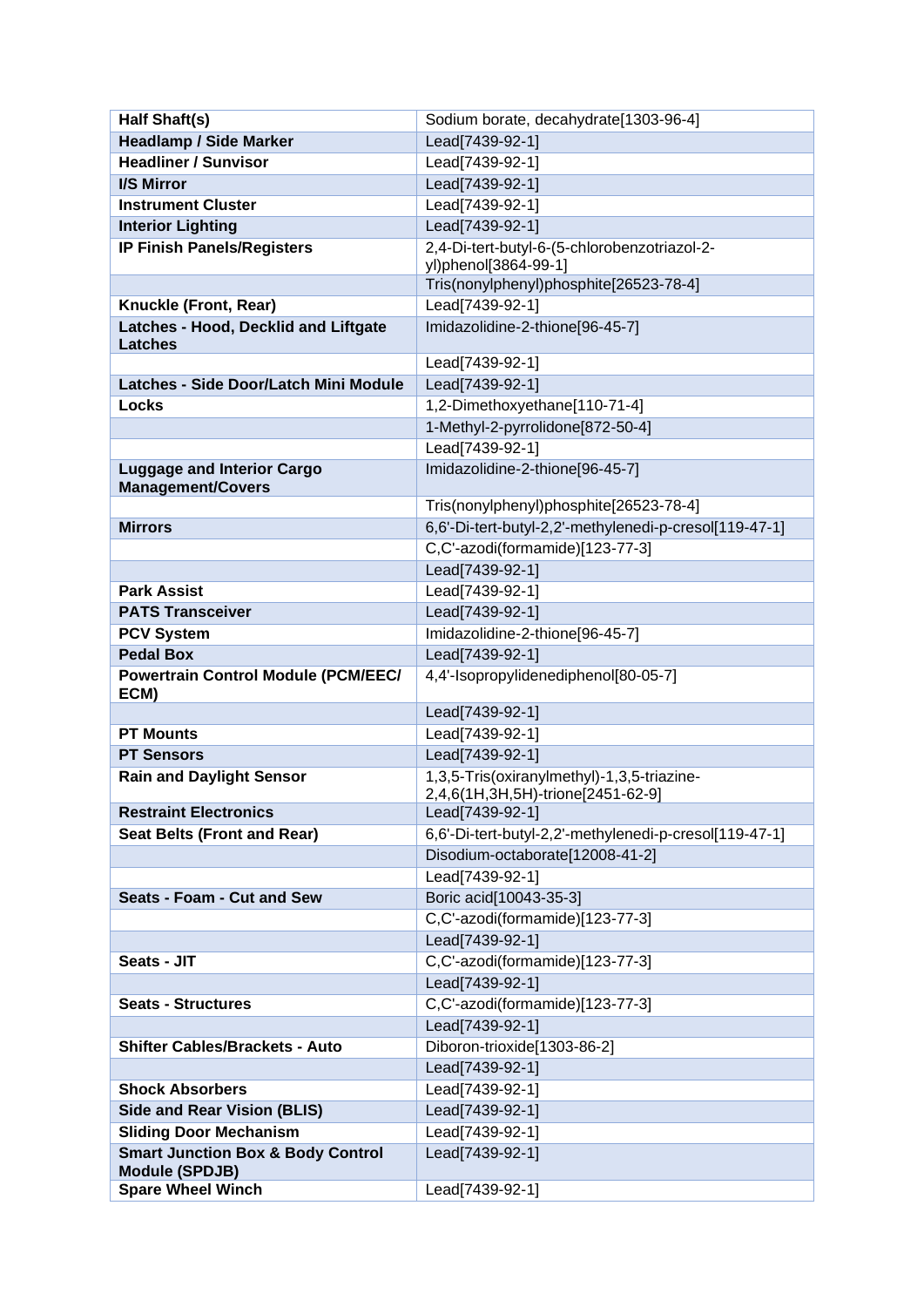| **Half Shaft(s)** | Sodium borate, decahydrate[1303-96-4] |
|---|---|
| **Headlamp / Side Marker** | Lead[7439-92-1] |
| **Headliner / Sunvisor** | Lead[7439-92-1] |
| **I/S Mirror** | Lead[7439-92-1] |
| **Instrument Cluster** | Lead[7439-92-1] |
| **Interior Lighting** | Lead[7439-92-1] |
| **IP Finish Panels/Registers** | 2,4-Di-tert-butyl-6-(5-chlorobenzotriazol-2-yl)phenol[3864-99-1] |
| | Tris(nonylphenyl)phosphite[26523-78-4] |
| **Knuckle (Front, Rear)** | Lead[7439-92-1] |
| **Latches - Hood, Decklid and Liftgate Latches** | Imidazolidine-2-thione[96-45-7] |
| | Lead[7439-92-1] |
| **Latches - Side Door/Latch Mini Module** | Lead[7439-92-1] |
| **Locks** | 1,2-Dimethoxyethane[110-71-4] |
| | 1-Methyl-2-pyrrolidone[872-50-4] |
| | Lead[7439-92-1] |
| **Luggage and Interior Cargo Management/Covers** | Imidazolidine-2-thione[96-45-7] |
| | Tris(nonylphenyl)phosphite[26523-78-4] |
| **Mirrors** | 6,6'-Di-tert-butyl-2,2'-methylenedi-p-cresol[119-47-1] |
| | C,C'-azodi(formamide)[123-77-3] |
| | Lead[7439-92-1] |
| **Park Assist** | Lead[7439-92-1] |
| **PATS Transceiver** | Lead[7439-92-1] |
| **PCV System** | Imidazolidine-2-thione[96-45-7] |
| **Pedal Box** | Lead[7439-92-1] |
| **Powertrain Control Module (PCM/EEC/ ECM)** | 4,4'-Isopropylidenediphenol[80-05-7] |
| | Lead[7439-92-1] |
| **PT Mounts** | Lead[7439-92-1] |
| **PT Sensors** | Lead[7439-92-1] |
| **Rain and Daylight Sensor** | 1,3,5-Tris(oxiranylmethyl)-1,3,5-triazine-2,4,6(1H,3H,5H)-trione[2451-62-9] |
| **Restraint Electronics** | Lead[7439-92-1] |
| **Seat Belts (Front and Rear)** | 6,6'-Di-tert-butyl-2,2'-methylenedi-p-cresol[119-47-1] |
| | Disodium-octaborate[12008-41-2] |
| | Lead[7439-92-1] |
| **Seats - Foam - Cut and Sew** | Boric acid[10043-35-3] |
| | C,C'-azodi(formamide)[123-77-3] |
| | Lead[7439-92-1] |
| **Seats - JIT** | C,C'-azodi(formamide)[123-77-3] |
| | Lead[7439-92-1] |
| **Seats - Structures** | C,C'-azodi(formamide)[123-77-3] |
| | Lead[7439-92-1] |
| **Shifter Cables/Brackets - Auto** | Diboron-trioxide[1303-86-2] |
| | Lead[7439-92-1] |
| **Shock Absorbers** | Lead[7439-92-1] |
| **Side and Rear Vision (BLIS)** | Lead[7439-92-1] |
| **Sliding Door Mechanism** | Lead[7439-92-1] |
| **Smart Junction Box & Body Control Module (SPDJB)** | Lead[7439-92-1] |
| **Spare Wheel Winch** | Lead[7439-92-1] |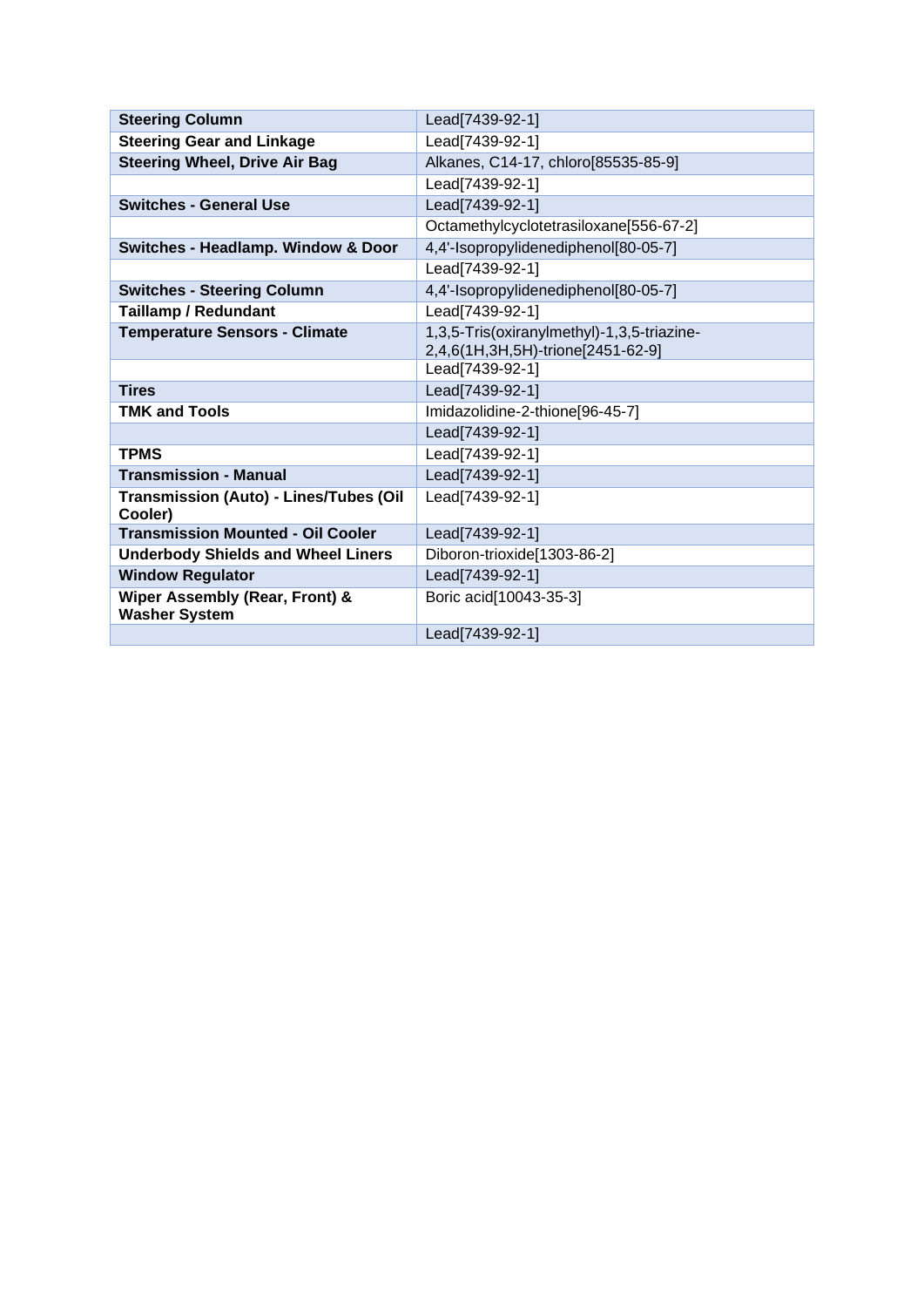| | |
|---|---|
| **Steering Column** | Lead[7439-92-1] |
| **Steering Gear and Linkage** | Lead[7439-92-1] |
| **Steering Wheel, Drive Air Bag** | Alkanes, C14-17, chloro[85535-85-9] |
| | Lead[7439-92-1] |
| **Switches - General Use** | Lead[7439-92-1] |
| | Octamethylcyclotetrasiloxane[556-67-2] |
| **Switches - Headlamp. Window & Door** | 4,4'-Isopropylidenediphenol[80-05-7] |
| | Lead[7439-92-1] |
| **Switches - Steering Column** | 4,4'-Isopropylidenediphenol[80-05-7] |
| **Taillamp / Redundant** | Lead[7439-92-1] |
| **Temperature Sensors - Climate** | 1,3,5-Tris(oxiranylmethyl)-1,3,5-triazine-2,4,6(1H,3H,5H)-trione[2451-62-9] |
| | Lead[7439-92-1] |
| **Tires** | Lead[7439-92-1] |
| **TMK and Tools** | Imidazolidine-2-thione[96-45-7] |
| | Lead[7439-92-1] |
| **TPMS** | Lead[7439-92-1] |
| **Transmission - Manual** | Lead[7439-92-1] |
| **Transmission (Auto) - Lines/Tubes (Oil Cooler)** | Lead[7439-92-1] |
| **Transmission Mounted - Oil Cooler** | Lead[7439-92-1] |
| **Underbody Shields and Wheel Liners** | Diboron-trioxide[1303-86-2] |
| **Window Regulator** | Lead[7439-92-1] |
| **Wiper Assembly (Rear, Front) & Washer System** | Boric acid[10043-35-3] |
| | Lead[7439-92-1] |